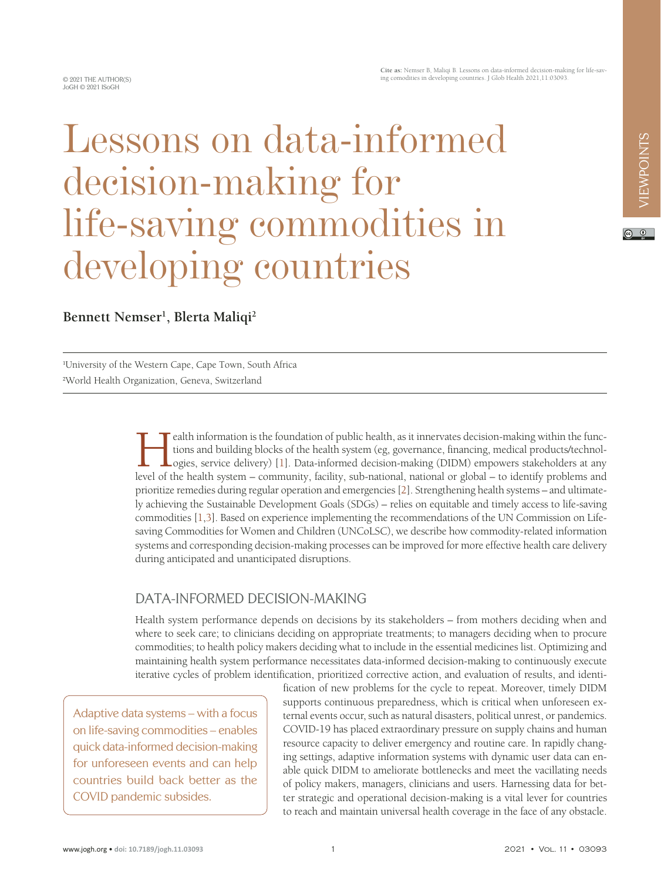Cite as: Nemser B, Maliqi B. Lessons on data-informed decision-making for life-saving comodities in developing countries. J Glob Health 2021;11:03093.

# Lessons on data-informed decision-making for life-saving commodities in developing countries

**Bennett Nemser[1], Blerta Maliqi[2]**

[1]University of the Western Cape, Cape Town, South Africa
[2]World Health Organization, Geneva, Switzerland

Health information is the foundation of public health, as it innervates decision-making within the functions and building blocks of the health system (eg, governance, financing, medical products/technologies, service delivery) [1]. Data-informed decision-making (DIDM) empowers stakeholders at any level of the health system – community, facility, sub-national, national or global – to identify problems and prioritize remedies during regular operation and emergencies [2]. Strengthening health systems – and ultimately achieving the Sustainable Development Goals (SDGs) – relies on equitable and timely access to life-saving commodities [1,3]. Based on experience implementing the recommendations of the UN Commission on Life-saving Commodities for Women and Children (UNCoLSC), we describe how commodity-related information systems and corresponding decision-making processes can be improved for more effective health care delivery during anticipated and unanticipated disruptions.

## DATA-INFORMED DECISION-MAKING

Health system performance depends on decisions by its stakeholders – from mothers deciding when and where to seek care; to clinicians deciding on appropriate treatments; to managers deciding when to procure commodities; to health policy makers deciding what to include in the essential medicines list. Optimizing and maintaining health system performance necessitates data-informed decision-making to continuously execute iterative cycles of problem identification, prioritized corrective action, and evaluation of results, and identification of new problems for the cycle to repeat. Moreover, timely DIDM supports continuous preparedness, which is critical when unforeseen external events occur, such as natural disasters, political unrest, or pandemics. COVID-19 has placed extraordinary pressure on supply chains and human resource capacity to deliver emergency and routine care. In rapidly changing settings, adaptive information systems with dynamic user data can enable quick DIDM to ameliorate bottlenecks and meet the vacillating needs of policy makers, managers, clinicians and users. Harnessing data for better strategic and operational decision-making is a vital lever for countries to reach and maintain universal health coverage in the face of any obstacle.

> Adaptive data systems – with a focus on life-saving commodities – enables quick data-informed decision-making for unforeseen events and can help countries build back better as the COVID pandemic subsides.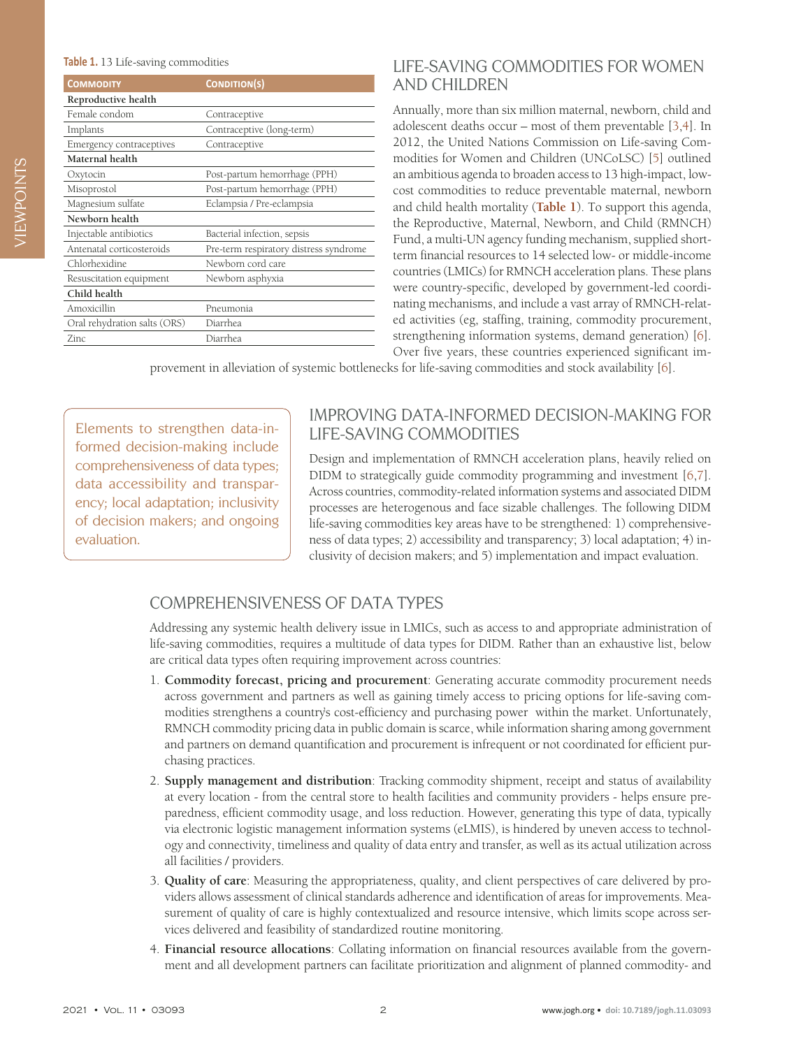**Table 1.** 13 Life-saving commodities

| Commodity | Condition(s) |
|---|---|
| **Reproductive health** | |
| Female condom | Contraceptive |
| Implants | Contraceptive (long-term) |
| Emergency contraceptives | Contraceptive |
| **Maternal health** | |
| Oxytocin | Post-partum hemorrhage (PPH) |
| Misoprostol | Post-partum hemorrhage (PPH) |
| Magnesium sulfate | Eclampsia / Pre-eclampsia |
| **Newborn health** | |
| Injectable antibiotics | Bacterial infection, sepsis |
| Antenatal corticosteroids | Pre-term respiratory distress syndrome |
| Chlorhexidine | Newborn cord care |
| Resuscitation equipment | Newborn asphyxia |
| **Child health** | |
| Amoxicillin | Pneumonia |
| Oral rehydration salts (ORS) | Diarrhea |
| Zinc | Diarrhea |

## LIFE-SAVING COMMODITIES FOR WOMEN AND CHILDREN

Annually, more than six million maternal, newborn, child and adolescent deaths occur – most of them preventable [3,4]. In 2012, the United Nations Commission on Life-saving Commodities for Women and Children (UNCoLSC) [5] outlined an ambitious agenda to broaden access to 13 high-impact, low-cost commodities to reduce preventable maternal, newborn and child health mortality (**Table 1**). To support this agenda, the Reproductive, Maternal, Newborn, and Child (RMNCH) Fund, a multi-UN agency funding mechanism, supplied short-term financial resources to 14 selected low- or middle-income countries (LMICs) for RMNCH acceleration plans. These plans were country-specific, developed by government-led coordinating mechanisms, and include a vast array of RMNCH-related activities (eg, staffing, training, commodity procurement, strengthening information systems, demand generation) [6]. Over five years, these countries experienced significant improvement in alleviation of systemic bottlenecks for life-saving commodities and stock availability [6].

> Elements to strengthen data-informed decision-making include comprehensiveness of data types; data accessibility and transparency; local adaptation; inclusivity of decision makers; and ongoing evaluation.

## IMPROVING DATA-INFORMED DECISION-MAKING FOR LIFE-SAVING COMMODITIES

Design and implementation of RMNCH acceleration plans, heavily relied on DIDM to strategically guide commodity programming and investment [6,7]. Across countries, commodity-related information systems and associated DIDM processes are heterogenous and face sizable challenges. The following DIDM life-saving commodities key areas have to be strengthened: 1) comprehensiveness of data types; 2) accessibility and transparency; 3) local adaptation; 4) inclusivity of decision makers; and 5) implementation and impact evaluation.

## COMPREHENSIVENESS OF DATA TYPES

Addressing any systemic health delivery issue in LMICs, such as access to and appropriate administration of life-saving commodities, requires a multitude of data types for DIDM. Rather than an exhaustive list, below are critical data types often requiring improvement across countries:

1. **Commodity forecast, pricing and procurement**: Generating accurate commodity procurement needs across government and partners as well as gaining timely access to pricing options for life-saving commodities strengthens a country's cost-efficiency and purchasing power within the market. Unfortunately, RMNCH commodity pricing data in public domain is scarce, while information sharing among government and partners on demand quantification and procurement is infrequent or not coordinated for efficient purchasing practices.
2. **Supply management and distribution**: Tracking commodity shipment, receipt and status of availability at every location - from the central store to health facilities and community providers - helps ensure preparedness, efficient commodity usage, and loss reduction. However, generating this type of data, typically via electronic logistic management information systems (eLMIS), is hindered by uneven access to technology and connectivity, timeliness and quality of data entry and transfer, as well as its actual utilization across all facilities / providers.
3. **Quality of care**: Measuring the appropriateness, quality, and client perspectives of care delivered by providers allows assessment of clinical standards adherence and identification of areas for improvements. Measurement of quality of care is highly contextualized and resource intensive, which limits scope across services delivered and feasibility of standardized routine monitoring.
4. **Financial resource allocations**: Collating information on financial resources available from the government and all development partners can facilitate prioritization and alignment of planned commodity- and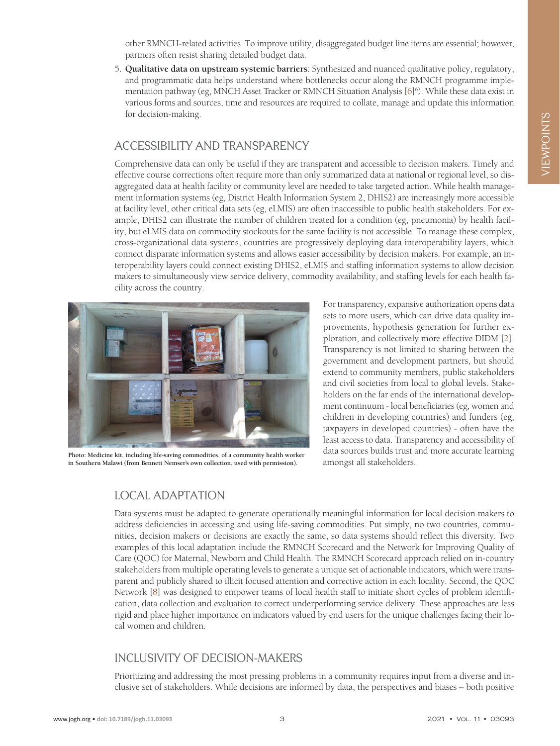other RMNCH-related activities. To improve utility, disaggregated budget line items are essential; however, partners often resist sharing detailed budget data.

5. **Qualitative data on upstream systemic barriers**: Synthesized and nuanced qualitative policy, regulatory, and programmatic data helps understand where bottlenecks occur along the RMNCH programme implementation pathway (eg, MNCH Asset Tracker or RMNCH Situation Analysis [6][6]). While these data exist in various forms and sources, time and resources are required to collate, manage and update this information for decision-making.

## ACCESSIBILITY AND TRANSPARENCY

Comprehensive data can only be useful if they are transparent and accessible to decision makers. Timely and effective course corrections often require more than only summarized data at national or regional level, so disaggregated data at health facility or community level are needed to take targeted action. While health management information systems (eg, District Health Information System 2, DHIS2) are increasingly more accessible at facility level, other critical data sets (eg, eLMIS) are often inaccessible to public health stakeholders. For example, DHIS2 can illustrate the number of children treated for a condition (eg, pneumonia) by health facility, but eLMIS data on commodity stockouts for the same facility is not accessible. To manage these complex, cross-organizational data systems, countries are progressively deploying data interoperability layers, which connect disparate information systems and allows easier accessibility by decision makers. For example, an interoperability layers could connect existing DHIS2, eLMIS and staffing information systems to allow decision makers to simultaneously view service delivery, commodity availability, and staffing levels for each health facility across the country.

Photo: Medicine kit, including life-saving commodities, of a community health worker in Southern Malawi (from Bennett Nemser's own collection, used with permission).

For transparency, expansive authorization opens data sets to more users, which can drive data quality improvements, hypothesis generation for further exploration, and collectively more effective DIDM [2]. Transparency is not limited to sharing between the government and development partners, but should extend to community members, public stakeholders and civil societies from local to global levels. Stakeholders on the far ends of the international development continuum - local beneficiaries (eg, women and children in developing countries) and funders (eg, taxpayers in developed countries) - often have the least access to data. Transparency and accessibility of data sources builds trust and more accurate learning amongst all stakeholders.

## LOCAL ADAPTATION

Data systems must be adapted to generate operationally meaningful information for local decision makers to address deficiencies in accessing and using life-saving commodities. Put simply, no two countries, communities, decision makers or decisions are exactly the same, so data systems should reflect this diversity. Two examples of this local adaptation include the RMNCH Scorecard and the Network for Improving Quality of Care (QOC) for Maternal, Newborn and Child Health. The RMNCH Scorecard approach relied on in-country stakeholders from multiple operating levels to generate a unique set of actionable indicators, which were transparent and publicly shared to illicit focused attention and corrective action in each locality. Second, the QOC Network [8] was designed to empower teams of local health staff to initiate short cycles of problem identification, data collection and evaluation to correct underperforming service delivery. These approaches are less rigid and place higher importance on indicators valued by end users for the unique challenges facing their local women and children.

## INCLUSIVITY OF DECISION-MAKERS

Prioritizing and addressing the most pressing problems in a community requires input from a diverse and inclusive set of stakeholders. While decisions are informed by data, the perspectives and biases – both positive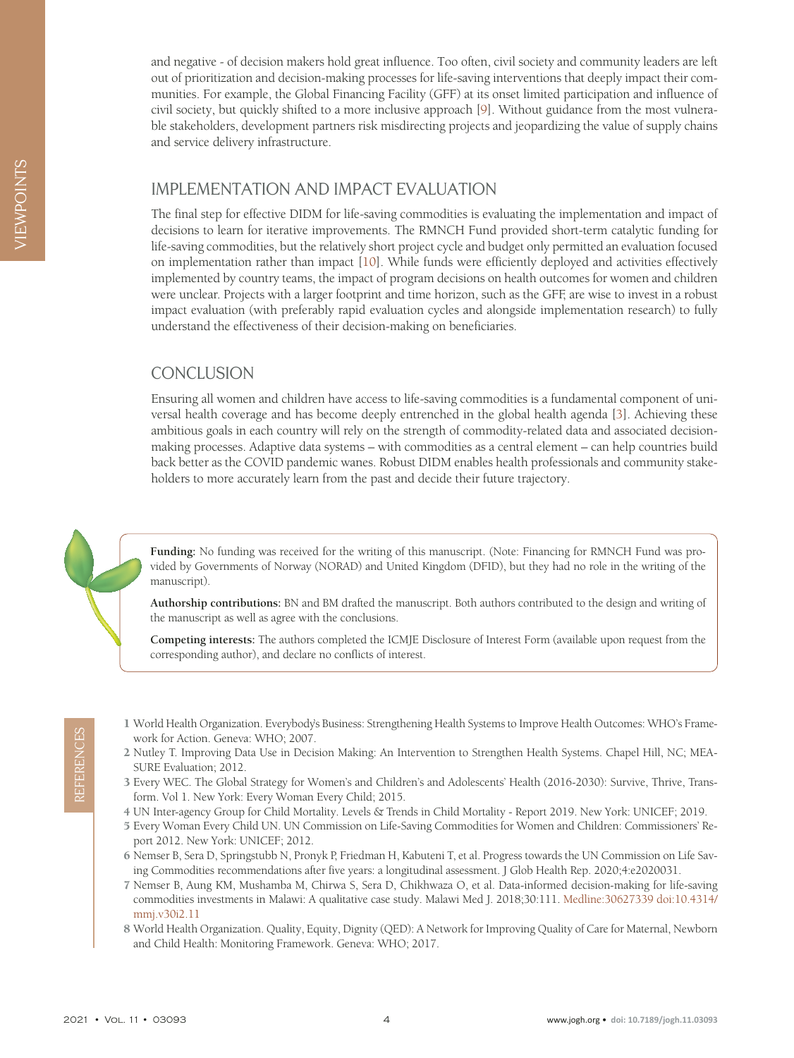and negative - of decision makers hold great influence. Too often, civil society and community leaders are left out of prioritization and decision-making processes for life-saving interventions that deeply impact their communities. For example, the Global Financing Facility (GFF) at its onset limited participation and influence of civil society, but quickly shifted to a more inclusive approach [9]. Without guidance from the most vulnerable stakeholders, development partners risk misdirecting projects and jeopardizing the value of supply chains and service delivery infrastructure.

## IMPLEMENTATION AND IMPACT EVALUATION

The final step for effective DIDM for life-saving commodities is evaluating the implementation and impact of decisions to learn for iterative improvements. The RMNCH Fund provided short-term catalytic funding for life-saving commodities, but the relatively short project cycle and budget only permitted an evaluation focused on implementation rather than impact [10]. While funds were efficiently deployed and activities effectively implemented by country teams, the impact of program decisions on health outcomes for women and children were unclear. Projects with a larger footprint and time horizon, such as the GFF, are wise to invest in a robust impact evaluation (with preferably rapid evaluation cycles and alongside implementation research) to fully understand the effectiveness of their decision-making on beneficiaries.

## CONCLUSION

Ensuring all women and children have access to life-saving commodities is a fundamental component of universal health coverage and has become deeply entrenched in the global health agenda [3]. Achieving these ambitious goals in each country will rely on the strength of commodity-related data and associated decision-making processes. Adaptive data systems – with commodities as a central element – can help countries build back better as the COVID pandemic wanes. Robust DIDM enables health professionals and community stakeholders to more accurately learn from the past and decide their future trajectory.

**Funding:** No funding was received for the writing of this manuscript. (Note: Financing for RMNCH Fund was provided by Governments of Norway (NORAD) and United Kingdom (DFID), but they had no role in the writing of the manuscript).

**Authorship contributions:** BN and BM drafted the manuscript. Both authors contributed to the design and writing of the manuscript as well as agree with the conclusions.

**Competing interests:** The authors completed the ICMJE Disclosure of Interest Form (available upon request from the corresponding author), and declare no conflicts of interest.

## REFERENCES

1. World Health Organization. Everybody's Business: Strengthening Health Systems to Improve Health Outcomes: WHO's Framework for Action. Geneva: WHO; 2007.
2. Nutley T. Improving Data Use in Decision Making: An Intervention to Strengthen Health Systems. Chapel Hill, NC; MEASURE Evaluation; 2012.
3. Every WEC. The Global Strategy for Women's and Children's and Adolescents' Health (2016-2030): Survive, Thrive, Transform. Vol 1. New York: Every Woman Every Child; 2015.
4. UN Inter-agency Group for Child Mortality. Levels & Trends in Child Mortality - Report 2019. New York: UNICEF; 2019.
5. Every Woman Every Child UN. UN Commission on Life-Saving Commodities for Women and Children: Commissioners' Report 2012. New York: UNICEF; 2012.
6. Nemser B, Sera D, Springstubb N, Pronyk P, Friedman H, Kabuteni T, et al. Progress towards the UN Commission on Life Saving Commodities recommendations after five years: a longitudinal assessment. J Glob Health Rep. 2020;4:e2020031.
7. Nemser B, Aung KM, Mushamba M, Chirwa S, Sera D, Chikhwaza O, et al. Data-informed decision-making for life-saving commodities investments in Malawi: A qualitative case study. Malawi Med J. 2018;30:111. Medline:30627339 doi:10.4314/mmj.v30i2.11
8. World Health Organization. Quality, Equity, Dignity (QED): A Network for Improving Quality of Care for Maternal, Newborn and Child Health: Monitoring Framework. Geneva: WHO; 2017.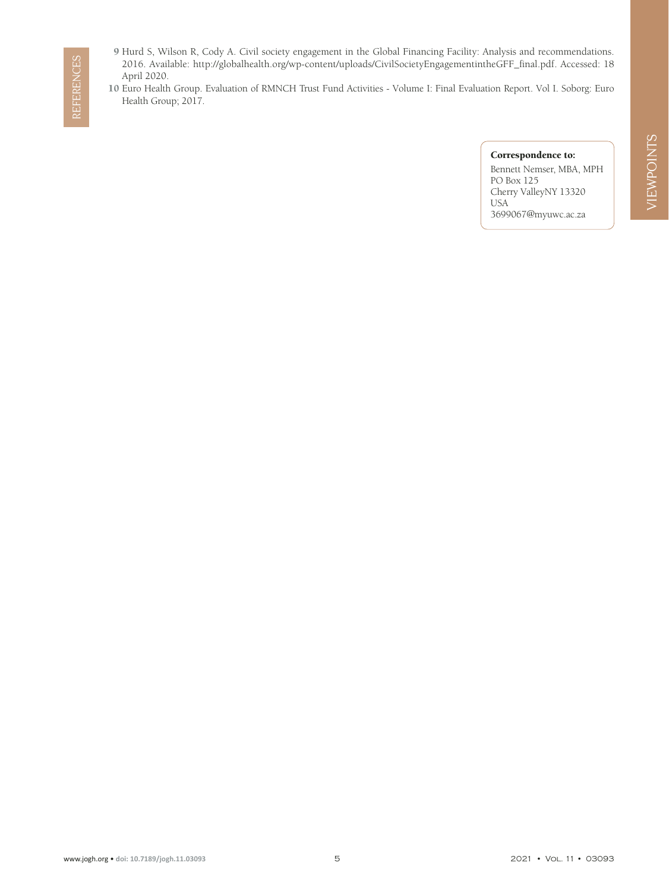9. Hurd S, Wilson R, Cody A. Civil society engagement in the Global Financing Facility: Analysis and recommendations. 2016. Available: http://globalhealth.org/wp-content/uploads/CivilSocietyEngagementintheGFF_final.pdf. Accessed: 18 April 2020.
10. Euro Health Group. Evaluation of RMNCH Trust Fund Activities - Volume I: Final Evaluation Report. Vol I. Soborg: Euro Health Group; 2017.

**Correspondence to:**

Bennett Nemser, MBA, MPH
PO Box 125
Cherry ValleyNY 13320
USA
3699067@myuwc.ac.za